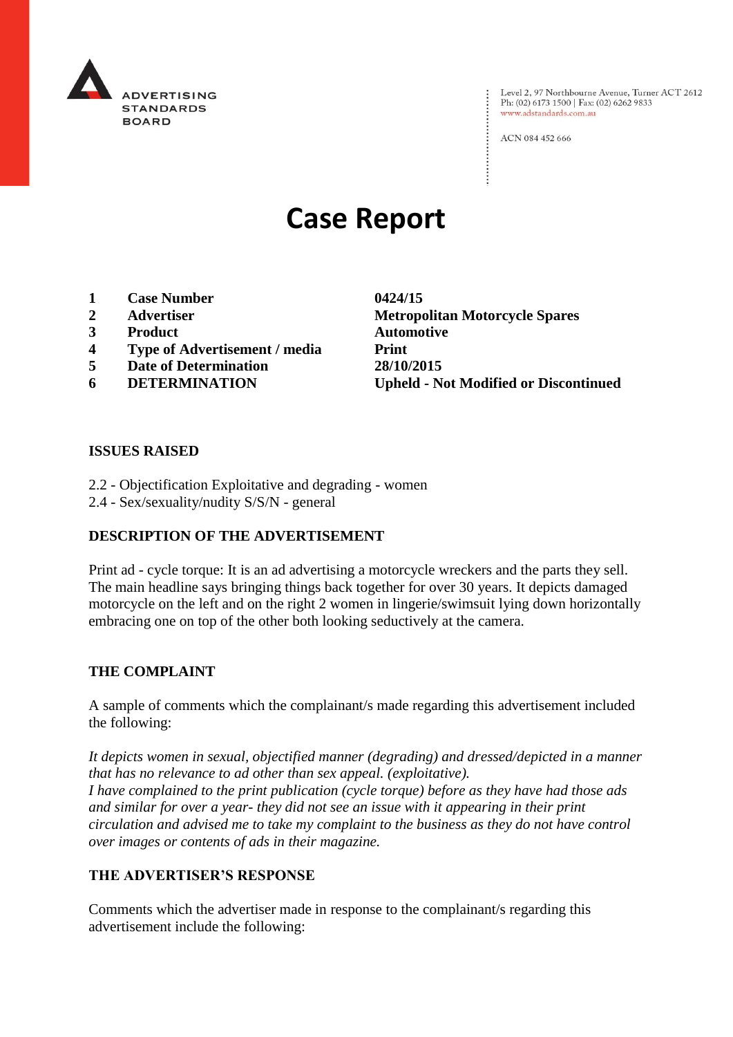ADVERTISING STANDARDS BOARD

Level 2, 97 Northbourne Avenue, Turner ACT 2612
Ph: (02) 6173 1500 | Fax: (02) 6262 9833
www.adstandards.com.au

ACN 084 452 666

# Case Report

| | | |
|---|---|---|
| **1** | **Case Number** | **0424/15** |
| **2** | **Advertiser** | **Metropolitan Motorcycle Spares** |
| **3** | **Product** | **Automotive** |
| **4** | **Type of Advertisement / media** | **Print** |
| **5** | **Date of Determination** | **28/10/2015** |
| **6** | **DETERMINATION** | **Upheld - Not Modified or Discontinued** |

## ISSUES RAISED

2.2 - Objectification Exploitative and degrading - women
2.4 - Sex/sexuality/nudity S/S/N - general

## DESCRIPTION OF THE ADVERTISEMENT

Print ad - cycle torque: It is an ad advertising a motorcycle wreckers and the parts they sell. The main headline says bringing things back together for over 30 years. It depicts damaged motorcycle on the left and on the right 2 women in lingerie/swimsuit lying down horizontally embracing one on top of the other both looking seductively at the camera.

## THE COMPLAINT

A sample of comments which the complainant/s made regarding this advertisement included the following:

*It depicts women in sexual, objectified manner (degrading) and dressed/depicted in a manner that has no relevance to ad other than sex appeal. (exploitative).*
*I have complained to the print publication (cycle torque) before as they have had those ads and similar for over a year- they did not see an issue with it appearing in their print circulation and advised me to take my complaint to the business as they do not have control over images or contents of ads in their magazine.*

## THE ADVERTISER'S RESPONSE

Comments which the advertiser made in response to the complainant/s regarding this advertisement include the following: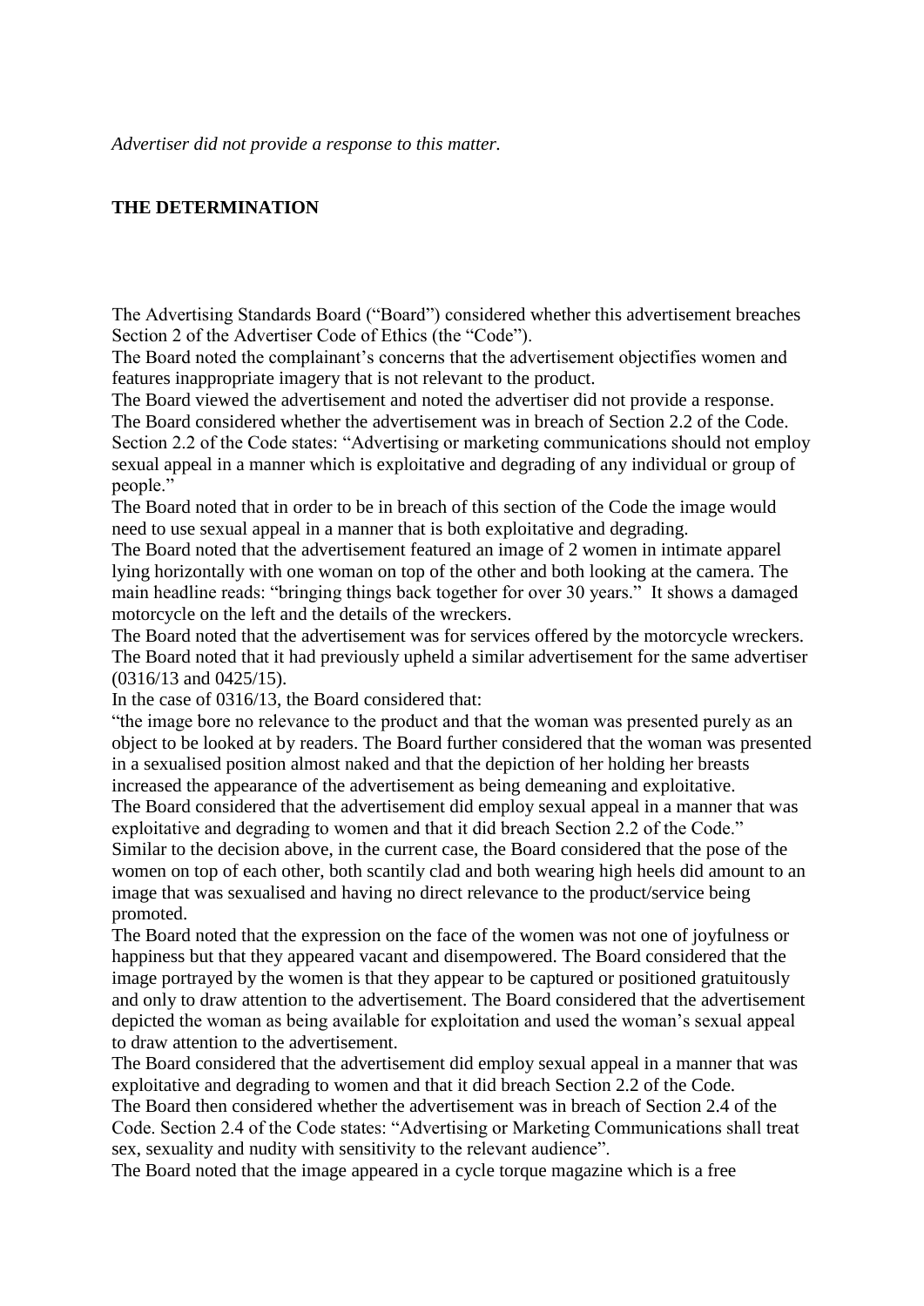*Advertiser did not provide a response to this matter.*

**THE DETERMINATION**

The Advertising Standards Board ("Board") considered whether this advertisement breaches Section 2 of the Advertiser Code of Ethics (the "Code").

The Board noted the complainant's concerns that the advertisement objectifies women and features inappropriate imagery that is not relevant to the product.

The Board viewed the advertisement and noted the advertiser did not provide a response.

The Board considered whether the advertisement was in breach of Section 2.2 of the Code.

Section 2.2 of the Code states: "Advertising or marketing communications should not employ sexual appeal in a manner which is exploitative and degrading of any individual or group of people."

The Board noted that in order to be in breach of this section of the Code the image would need to use sexual appeal in a manner that is both exploitative and degrading.

The Board noted that the advertisement featured an image of 2 women in intimate apparel lying horizontally with one woman on top of the other and both looking at the camera. The main headline reads: "bringing things back together for over 30 years." It shows a damaged motorcycle on the left and the details of the wreckers.

The Board noted that the advertisement was for services offered by the motorcycle wreckers.

The Board noted that it had previously upheld a similar advertisement for the same advertiser (0316/13 and 0425/15).

In the case of 0316/13, the Board considered that:

"the image bore no relevance to the product and that the woman was presented purely as an object to be looked at by readers. The Board further considered that the woman was presented in a sexualised position almost naked and that the depiction of her holding her breasts increased the appearance of the advertisement as being demeaning and exploitative.

The Board considered that the advertisement did employ sexual appeal in a manner that was exploitative and degrading to women and that it did breach Section 2.2 of the Code."

Similar to the decision above, in the current case, the Board considered that the pose of the women on top of each other, both scantily clad and both wearing high heels did amount to an image that was sexualised and having no direct relevance to the product/service being promoted.

The Board noted that the expression on the face of the women was not one of joyfulness or happiness but that they appeared vacant and disempowered. The Board considered that the image portrayed by the women is that they appear to be captured or positioned gratuitously and only to draw attention to the advertisement. The Board considered that the advertisement depicted the woman as being available for exploitation and used the woman's sexual appeal to draw attention to the advertisement.

The Board considered that the advertisement did employ sexual appeal in a manner that was exploitative and degrading to women and that it did breach Section 2.2 of the Code.

The Board then considered whether the advertisement was in breach of Section 2.4 of the Code. Section 2.4 of the Code states: "Advertising or Marketing Communications shall treat sex, sexuality and nudity with sensitivity to the relevant audience".

The Board noted that the image appeared in a cycle torque magazine which is a free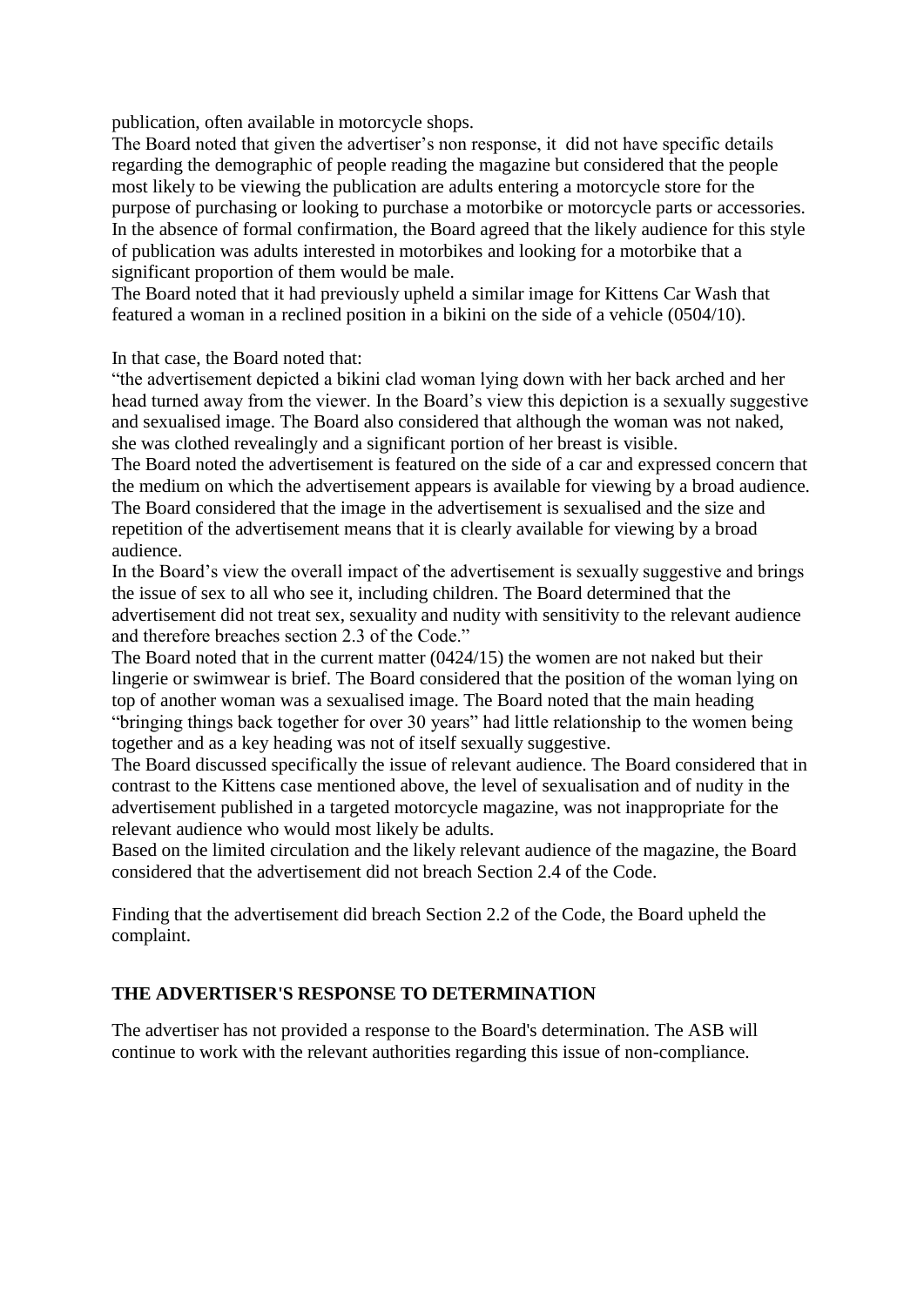publication, often available in motorcycle shops.

The Board noted that given the advertiser's non response, it did not have specific details regarding the demographic of people reading the magazine but considered that the people most likely to be viewing the publication are adults entering a motorcycle store for the purpose of purchasing or looking to purchase a motorbike or motorcycle parts or accessories. In the absence of formal confirmation, the Board agreed that the likely audience for this style of publication was adults interested in motorbikes and looking for a motorbike that a significant proportion of them would be male.

The Board noted that it had previously upheld a similar image for Kittens Car Wash that featured a woman in a reclined position in a bikini on the side of a vehicle (0504/10).

In that case, the Board noted that:

"the advertisement depicted a bikini clad woman lying down with her back arched and her head turned away from the viewer. In the Board's view this depiction is a sexually suggestive and sexualised image. The Board also considered that although the woman was not naked, she was clothed revealingly and a significant portion of her breast is visible.

The Board noted the advertisement is featured on the side of a car and expressed concern that the medium on which the advertisement appears is available for viewing by a broad audience. The Board considered that the image in the advertisement is sexualised and the size and repetition of the advertisement means that it is clearly available for viewing by a broad audience.

In the Board's view the overall impact of the advertisement is sexually suggestive and brings the issue of sex to all who see it, including children. The Board determined that the advertisement did not treat sex, sexuality and nudity with sensitivity to the relevant audience and therefore breaches section 2.3 of the Code."

The Board noted that in the current matter (0424/15) the women are not naked but their lingerie or swimwear is brief. The Board considered that the position of the woman lying on top of another woman was a sexualised image. The Board noted that the main heading "bringing things back together for over 30 years" had little relationship to the women being together and as a key heading was not of itself sexually suggestive.

The Board discussed specifically the issue of relevant audience. The Board considered that in contrast to the Kittens case mentioned above, the level of sexualisation and of nudity in the advertisement published in a targeted motorcycle magazine, was not inappropriate for the relevant audience who would most likely be adults.

Based on the limited circulation and the likely relevant audience of the magazine, the Board considered that the advertisement did not breach Section 2.4 of the Code.

Finding that the advertisement did breach Section 2.2 of the Code, the Board upheld the complaint.

## THE ADVERTISER'S RESPONSE TO DETERMINATION

The advertiser has not provided a response to the Board's determination. The ASB will continue to work with the relevant authorities regarding this issue of non-compliance.